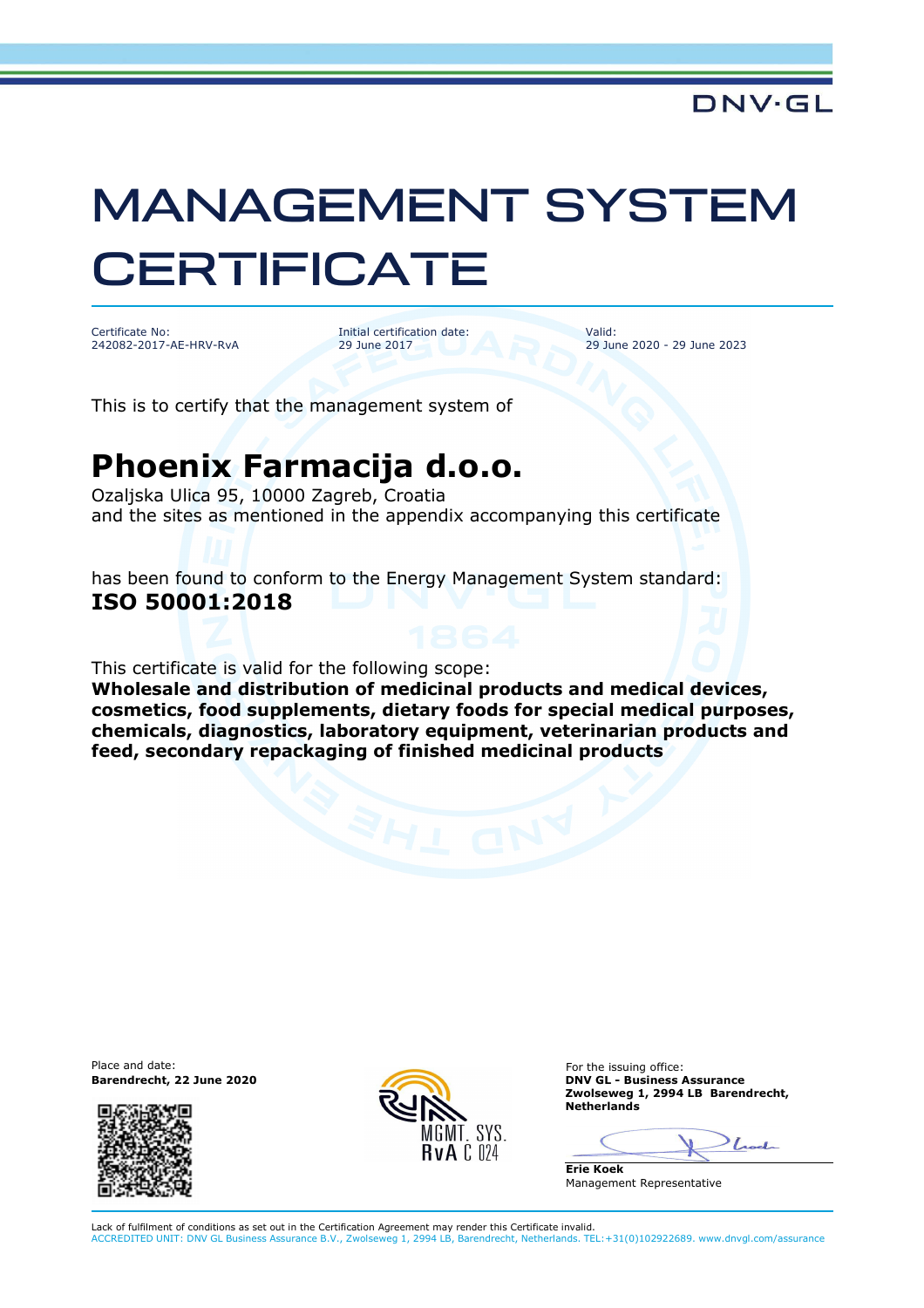DNV·GL

# MANAGEMENT SYSTEM CERTIFICATE

| Certificate No: | Initial certification date: | Valid: |
| --- | --- | --- |
| 242082-2017-AE-HRV-RvA | 29 June 2017 | 29 June 2020 - 29 June 2023 |

This is to certify that the management system of

## Phoenix Farmacija d.o.o.

Ozaljska Ulica 95, 10000 Zagreb, Croatia
and the sites as mentioned in the appendix accompanying this certificate

has been found to conform to the Energy Management System standard:
**ISO 50001:2018**

This certificate is valid for the following scope:
**Wholesale and distribution of medicinal products and medical devices, cosmetics, food supplements, dietary foods for special medical purposes, chemicals, diagnostics, laboratory equipment, veterinarian products and feed, secondary repackaging of finished medicinal products**

Place and date:
**Barendrecht, 22 June 2020**

MGMT. SYS.
RvA C 024

For the issuing office:
**DNV GL - Business Assurance**
**Zwolseweg 1, 2994 LB Barendrecht, Netherlands**

**Erie Koek**
Management Representative

Lack of fulfilment of conditions as set out in the Certification Agreement may render this Certificate invalid.
ACCREDITED UNIT: DNV GL Business Assurance B.V., Zwolseweg 1, 2994 LB, Barendrecht, Netherlands. TEL:+31(0)102922689. www.dnvgl.com/assurance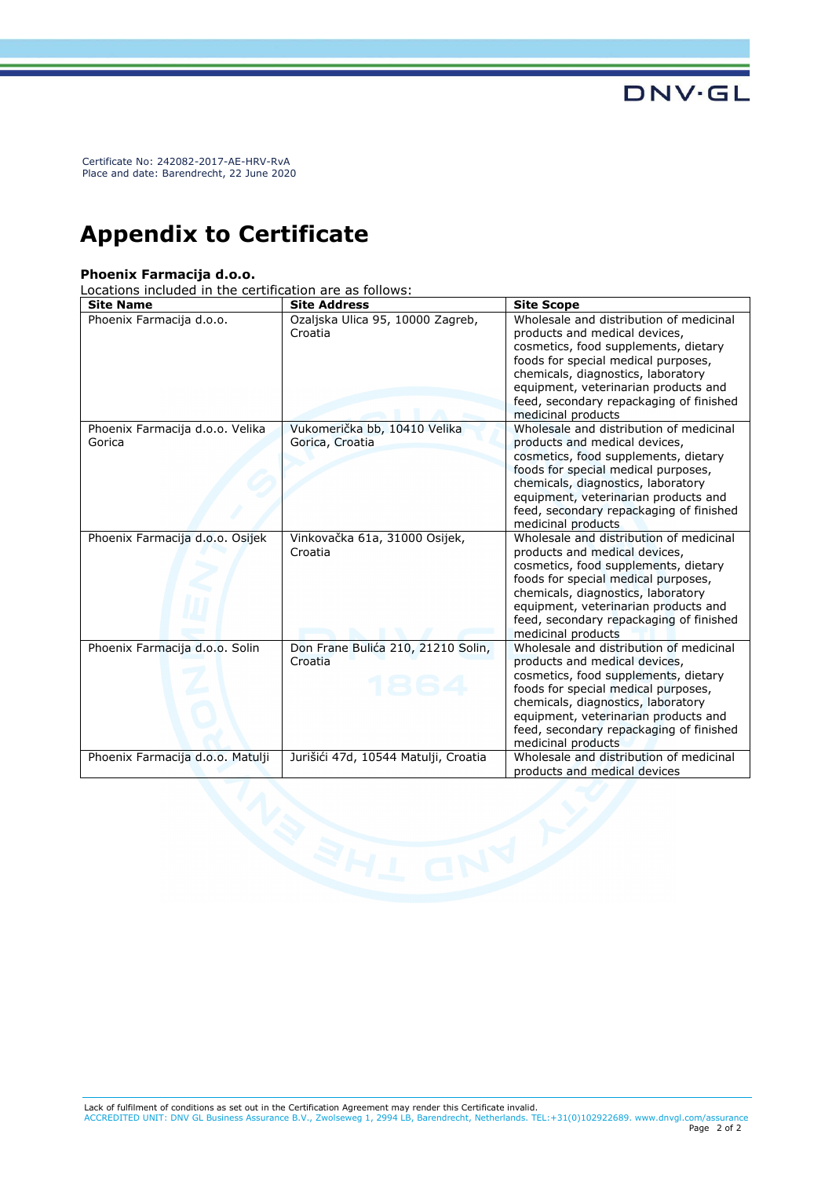Certificate No: 242082-2017-AE-HRV-RvA
Place and date: Barendrecht, 22 June 2020

# Appendix to Certificate

**Phoenix Farmacija d.o.o.**

Locations included in the certification are as follows:

| Site Name | Site Address | Site Scope |
|---|---|---|
| Phoenix Farmacija d.o.o. | Ozaljska Ulica 95, 10000 Zagreb, Croatia | Wholesale and distribution of medicinal products and medical devices, cosmetics, food supplements, dietary foods for special medical purposes, chemicals, diagnostics, laboratory equipment, veterinarian products and feed, secondary repackaging of finished medicinal products |
| Phoenix Farmacija d.o.o. Velika Gorica | Vukomerička bb, 10410 Velika Gorica, Croatia | Wholesale and distribution of medicinal products and medical devices, cosmetics, food supplements, dietary foods for special medical purposes, chemicals, diagnostics, laboratory equipment, veterinarian products and feed, secondary repackaging of finished medicinal products |
| Phoenix Farmacija d.o.o. Osijek | Vinkovačka 61a, 31000 Osijek, Croatia | Wholesale and distribution of medicinal products and medical devices, cosmetics, food supplements, dietary foods for special medical purposes, chemicals, diagnostics, laboratory equipment, veterinarian products and feed, secondary repackaging of finished medicinal products |
| Phoenix Farmacija d.o.o. Solin | Don Frane Bulića 210, 21210 Solin, Croatia | Wholesale and distribution of medicinal products and medical devices, cosmetics, food supplements, dietary foods for special medical purposes, chemicals, diagnostics, laboratory equipment, veterinarian products and feed, secondary repackaging of finished medicinal products |
| Phoenix Farmacija d.o.o. Matulji | Jurišići 47d, 10544 Matulji, Croatia | Wholesale and distribution of medicinal products and medical devices |

Lack of fulfilment of conditions as set out in the Certification Agreement may render this Certificate invalid.
ACCREDITED UNIT: DNV GL Business Assurance B.V., Zwolseweg 1, 2994 LB, Barendrecht, Netherlands. TEL:+31(0)102922689. www.dnvgl.com/assurance